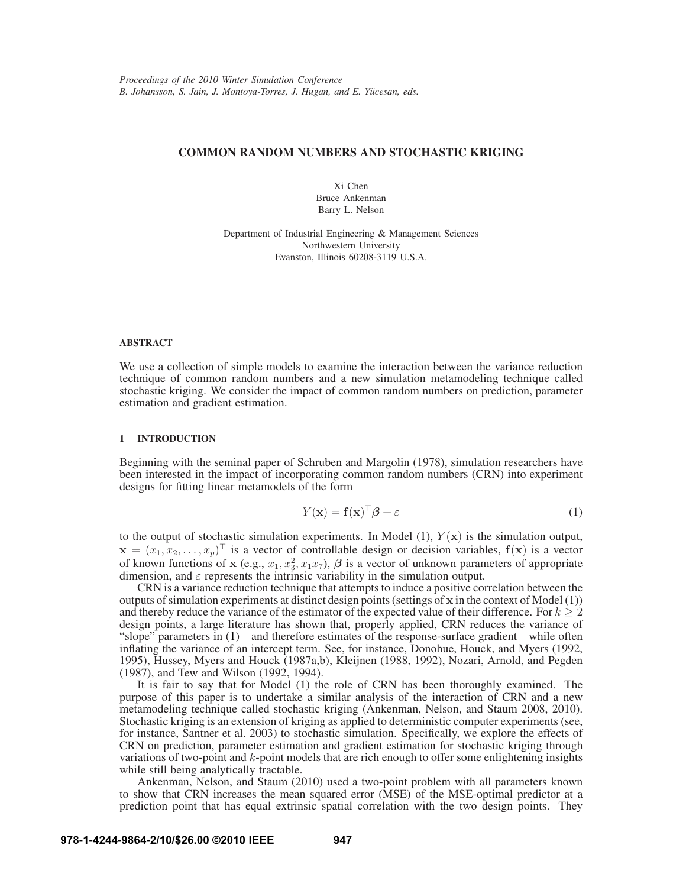# COMMON RANDOM NUMBERS AND STOCHASTIC KRIGING

Xi Chen
Bruce Ankenman
Barry L. Nelson

Department of Industrial Engineering & Management Sciences
Northwestern University
Evanston, Illinois 60208-3119 U.S.A.

## ABSTRACT

We use a collection of simple models to examine the interaction between the variance reduction technique of common random numbers and a new simulation metamodeling technique called stochastic kriging. We consider the impact of common random numbers on prediction, parameter estimation and gradient estimation.

## 1 INTRODUCTION

Beginning with the seminal paper of Schruben and Margolin (1978), simulation researchers have been interested in the impact of incorporating common random numbers (CRN) into experiment designs for fitting linear metamodels of the form

$$Y(\mathbf{x}) = \mathbf{f}(\mathbf{x})^\top \boldsymbol{\beta} + \varepsilon \tag{1}$$

to the output of stochastic simulation experiments. In Model (1), $Y(\mathbf{x})$ is the simulation output, $\mathbf{x} = (x_1, x_2, \ldots, x_p)^\top$ is a vector of controllable design or decision variables, $\mathbf{f}(\mathbf{x})$ is a vector of known functions of $\mathbf{x}$ (e.g., $x_1, x_3^2, x_1x_7$), $\boldsymbol{\beta}$ is a vector of unknown parameters of appropriate dimension, and $\varepsilon$ represents the intrinsic variability in the simulation output.

CRN is a variance reduction technique that attempts to induce a positive correlation between the outputs of simulation experiments at distinct design points (settings of $\mathbf{x}$ in the context of Model (1)) and thereby reduce the variance of the estimator of the expected value of their difference. For $k \geq 2$ design points, a large literature has shown that, properly applied, CRN reduces the variance of "slope" parameters in (1)—and therefore estimates of the response-surface gradient—while often inflating the variance of an intercept term. See, for instance, Donohue, Houck, and Myers (1992, 1995), Hussey, Myers and Houck (1987a,b), Kleijnen (1988, 1992), Nozari, Arnold, and Pegden (1987), and Tew and Wilson (1992, 1994).

It is fair to say that for Model (1) the role of CRN has been thoroughly examined. The purpose of this paper is to undertake a similar analysis of the interaction of CRN and a new metamodeling technique called stochastic kriging (Ankenman, Nelson, and Staum 2008, 2010). Stochastic kriging is an extension of kriging as applied to deterministic computer experiments (see, for instance, Santner et al. 2003) to stochastic simulation. Specifically, we explore the effects of CRN on prediction, parameter estimation and gradient estimation for stochastic kriging through variations of two-point and $k$-point models that are rich enough to offer some enlightening insights while still being analytically tractable.

Ankenman, Nelson, and Staum (2010) used a two-point problem with all parameters known to show that CRN increases the mean squared error (MSE) of the MSE-optimal predictor at a prediction point that has equal extrinsic spatial correlation with the two design points. They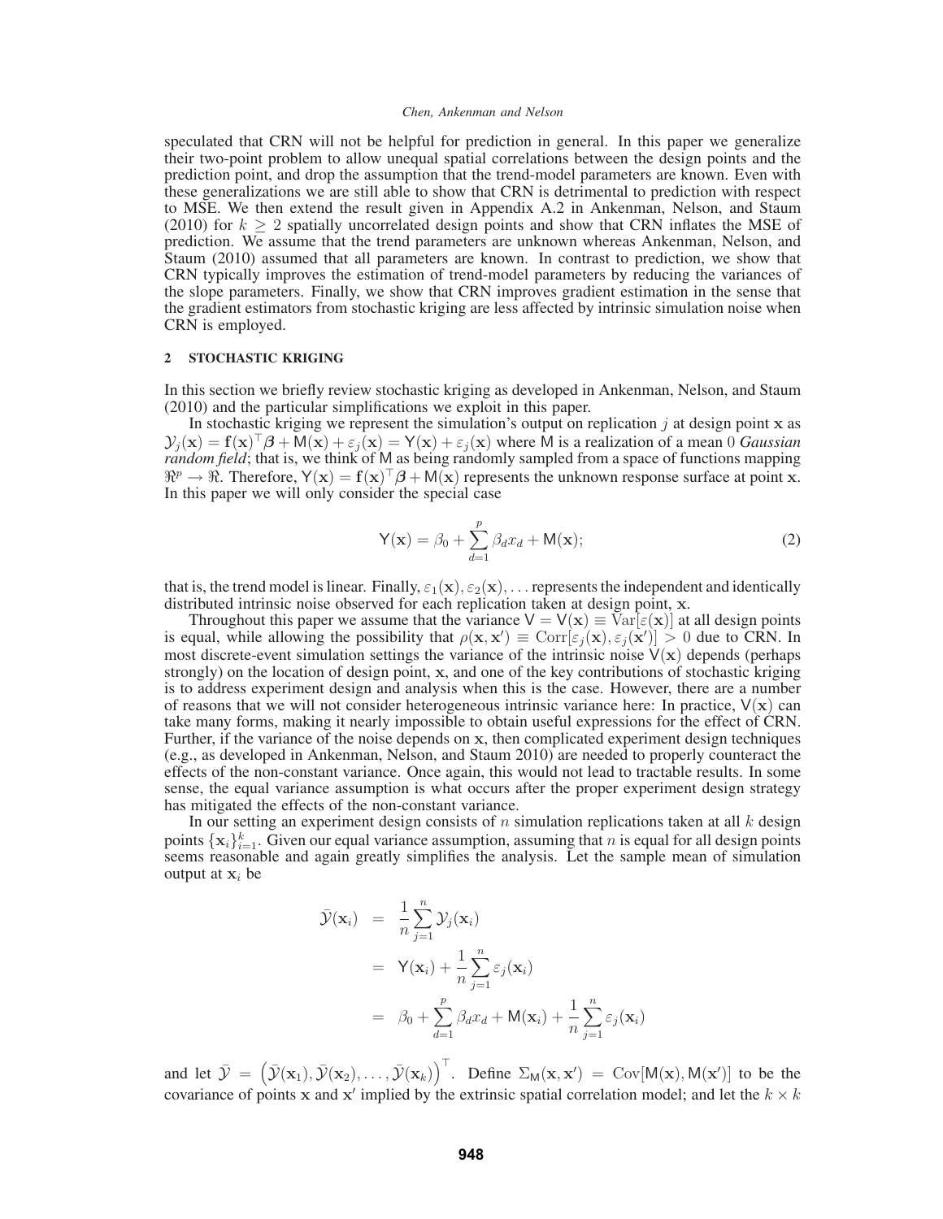speculated that CRN will not be helpful for prediction in general. In this paper we generalize their two-point problem to allow unequal spatial correlations between the design points and the prediction point, and drop the assumption that the trend-model parameters are known. Even with these generalizations we are still able to show that CRN is detrimental to prediction with respect to MSE. We then extend the result given in Appendix A.2 in Ankenman, Nelson, and Staum (2010) for $k \geq 2$ spatially uncorrelated design points and show that CRN inflates the MSE of prediction. We assume that the trend parameters are unknown whereas Ankenman, Nelson, and Staum (2010) assumed that all parameters are known. In contrast to prediction, we show that CRN typically improves the estimation of trend-model parameters by reducing the variances of the slope parameters. Finally, we show that CRN improves gradient estimation in the sense that the gradient estimators from stochastic kriging are less affected by intrinsic simulation noise when CRN is employed.

## 2 STOCHASTIC KRIGING

In this section we briefly review stochastic kriging as developed in Ankenman, Nelson, and Staum (2010) and the particular simplifications we exploit in this paper.

In stochastic kriging we represent the simulation's output on replication $j$ at design point $\mathbf{x}$ as $\mathcal{Y}_j(\mathbf{x}) = \mathbf{f}(\mathbf{x})^\top \boldsymbol{\beta} + \mathsf{M}(\mathbf{x}) + \varepsilon_j(\mathbf{x}) = \mathsf{Y}(\mathbf{x}) + \varepsilon_j(\mathbf{x})$ where $\mathsf{M}$ is a realization of a mean 0 *Gaussian random field*; that is, we think of $\mathsf{M}$ as being randomly sampled from a space of functions mapping $\Re^p \rightarrow \Re$. Therefore, $\mathsf{Y}(\mathbf{x}) = \mathbf{f}(\mathbf{x})^\top \boldsymbol{\beta} + \mathsf{M}(\mathbf{x})$ represents the unknown response surface at point $\mathbf{x}$. In this paper we will only consider the special case

$$\mathsf{Y}(\mathbf{x}) = \beta_0 + \sum_{d=1}^{p} \beta_d x_d + \mathsf{M}(\mathbf{x}); \tag{2}$$

that is, the trend model is linear. Finally, $\varepsilon_1(\mathbf{x}), \varepsilon_2(\mathbf{x}), \ldots$ represents the independent and identically distributed intrinsic noise observed for each replication taken at design point, $\mathbf{x}$.

Throughout this paper we assume that the variance $\mathsf{V} = \mathsf{V}(\mathbf{x}) \equiv \mathrm{Var}[\varepsilon(\mathbf{x})]$ at all design points is equal, while allowing the possibility that $\rho(\mathbf{x}, \mathbf{x}') \equiv \mathrm{Corr}[\varepsilon_j(\mathbf{x}), \varepsilon_j(\mathbf{x}')] > 0$ due to CRN. In most discrete-event simulation settings the variance of the intrinsic noise $\mathsf{V}(\mathbf{x})$ depends (perhaps strongly) on the location of design point, $\mathbf{x}$, and one of the key contributions of stochastic kriging is to address experiment design and analysis when this is the case. However, there are a number of reasons that we will not consider heterogeneous intrinsic variance here: In practice, $\mathsf{V}(\mathbf{x})$ can take many forms, making it nearly impossible to obtain useful expressions for the effect of CRN. Further, if the variance of the noise depends on $\mathbf{x}$, then complicated experiment design techniques (e.g., as developed in Ankenman, Nelson, and Staum 2010) are needed to properly counteract the effects of the non-constant variance. Once again, this would not lead to tractable results. In some sense, the equal variance assumption is what occurs after the proper experiment design strategy has mitigated the effects of the non-constant variance.

In our setting an experiment design consists of $n$ simulation replications taken at all $k$ design points $\{\mathbf{x}_i\}_{i=1}^{k}$. Given our equal variance assumption, assuming that $n$ is equal for all design points seems reasonable and again greatly simplifies the analysis. Let the sample mean of simulation output at $\mathbf{x}_i$ be

$$\begin{aligned}
\bar{\mathcal{Y}}(\mathbf{x}_i) &= \frac{1}{n}\sum_{j=1}^{n} \mathcal{Y}_j(\mathbf{x}_i) \\
&= \mathsf{Y}(\mathbf{x}_i) + \frac{1}{n}\sum_{j=1}^{n} \varepsilon_j(\mathbf{x}_i) \\
&= \beta_0 + \sum_{d=1}^{p} \beta_d x_d + \mathsf{M}(\mathbf{x}_i) + \frac{1}{n}\sum_{j=1}^{n} \varepsilon_j(\mathbf{x}_i)
\end{aligned}$$

and let $\bar{\mathcal{Y}} = \left(\bar{\mathcal{Y}}(\mathbf{x}_1), \bar{\mathcal{Y}}(\mathbf{x}_2), \ldots, \bar{\mathcal{Y}}(\mathbf{x}_k)\right)^\top$. Define $\Sigma_{\mathsf{M}}(\mathbf{x}, \mathbf{x}') = \mathrm{Cov}[\mathsf{M}(\mathbf{x}), \mathsf{M}(\mathbf{x}')]$ to be the covariance of points $\mathbf{x}$ and $\mathbf{x}'$ implied by the extrinsic spatial correlation model; and let the $k \times k$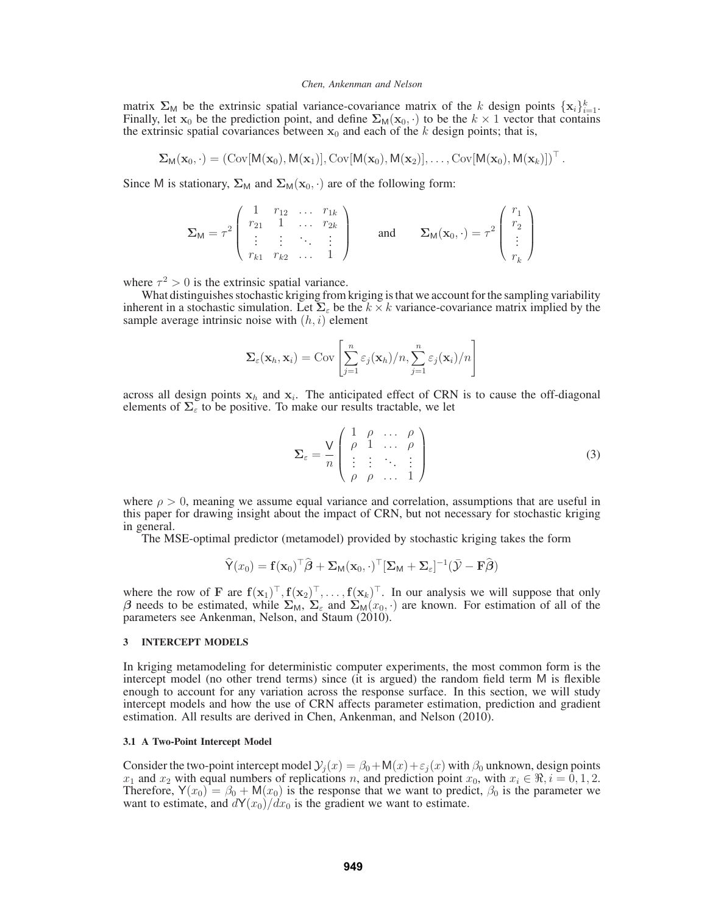matrix $\mathbf{\Sigma}_{\mathsf{M}}$ be the extrinsic spatial variance-covariance matrix of the $k$ design points $\{\mathbf{x}_i\}_{i=1}^{k}$. Finally, let $\mathbf{x}_0$ be the prediction point, and define $\mathbf{\Sigma}_{\mathsf{M}}(\mathbf{x}_0, \cdot)$ to be the $k \times 1$ vector that contains the extrinsic spatial covariances between $\mathbf{x}_0$ and each of the $k$ design points; that is,

$$\mathbf{\Sigma}_{\mathsf{M}}(\mathbf{x}_0, \cdot) = (\mathrm{Cov}[\mathsf{M}(\mathbf{x}_0), \mathsf{M}(\mathbf{x}_1)], \mathrm{Cov}[\mathsf{M}(\mathbf{x}_0), \mathsf{M}(\mathbf{x}_2)], \ldots, \mathrm{Cov}[\mathsf{M}(\mathbf{x}_0), \mathsf{M}(\mathbf{x}_k)])^{\top}.$$

Since $\mathsf{M}$ is stationary, $\mathbf{\Sigma}_{\mathsf{M}}$ and $\mathbf{\Sigma}_{\mathsf{M}}(\mathbf{x}_0, \cdot)$ are of the following form:

$$\mathbf{\Sigma}_{\mathsf{M}} = \tau^2 \begin{pmatrix} 1 & r_{12} & \ldots & r_{1k} \\ r_{21} & 1 & \ldots & r_{2k} \\ \vdots & \vdots & \ddots & \vdots \\ r_{k1} & r_{k2} & \ldots & 1 \end{pmatrix} \qquad \text{and} \qquad \mathbf{\Sigma}_{\mathsf{M}}(\mathbf{x}_0, \cdot) = \tau^2 \begin{pmatrix} r_1 \\ r_2 \\ \vdots \\ r_k \end{pmatrix}$$

where $\tau^2 > 0$ is the extrinsic spatial variance.

What distinguishes stochastic kriging from kriging is that we account for the sampling variability inherent in a stochastic simulation. Let $\mathbf{\Sigma}_{\varepsilon}$ be the $k \times k$ variance-covariance matrix implied by the sample average intrinsic noise with $(h, i)$ element

$$\mathbf{\Sigma}_{\varepsilon}(\mathbf{x}_h, \mathbf{x}_i) = \mathrm{Cov}\left[\sum_{j=1}^{n} \varepsilon_j(\mathbf{x}_h)/n, \sum_{j=1}^{n} \varepsilon_j(\mathbf{x}_i)/n\right]$$

across all design points $\mathbf{x}_h$ and $\mathbf{x}_i$. The anticipated effect of CRN is to cause the off-diagonal elements of $\mathbf{\Sigma}_{\varepsilon}$ to be positive. To make our results tractable, we let

$$\mathbf{\Sigma}_{\varepsilon} = \frac{\mathsf{V}}{n} \begin{pmatrix} 1 & \rho & \ldots & \rho \\ \rho & 1 & \ldots & \rho \\ \vdots & \vdots & \ddots & \vdots \\ \rho & \rho & \ldots & 1 \end{pmatrix} \tag{3}$$

where $\rho > 0$, meaning we assume equal variance and correlation, assumptions that are useful in this paper for drawing insight about the impact of CRN, but not necessary for stochastic kriging in general.

The MSE-optimal predictor (metamodel) provided by stochastic kriging takes the form

$$\widehat{\mathsf{Y}}(x_0) = \mathbf{f}(\mathbf{x}_0)^{\top}\widehat{\boldsymbol{\beta}} + \mathbf{\Sigma}_{\mathsf{M}}(\mathbf{x}_0, \cdot)^{\top}[\mathbf{\Sigma}_{\mathsf{M}} + \mathbf{\Sigma}_{\varepsilon}]^{-1}(\bar{\mathcal{Y}} - \mathbf{F}\widehat{\boldsymbol{\beta}})$$

where the row of $\mathbf{F}$ are $\mathbf{f}(\mathbf{x}_1)^{\top}, \mathbf{f}(\mathbf{x}_2)^{\top}, \ldots, \mathbf{f}(\mathbf{x}_k)^{\top}$. In our analysis we will suppose that only $\boldsymbol{\beta}$ needs to be estimated, while $\mathbf{\Sigma}_{\mathsf{M}}$, $\mathbf{\Sigma}_{\varepsilon}$ and $\mathbf{\Sigma}_{\mathsf{M}}(x_0, \cdot)$ are known. For estimation of all of the parameters see Ankenman, Nelson, and Staum (2010).

## 3 INTERCEPT MODELS

In kriging metamodeling for deterministic computer experiments, the most common form is the intercept model (no other trend terms) since (it is argued) the random field term $\mathsf{M}$ is flexible enough to account for any variation across the response surface. In this section, we will study intercept models and how the use of CRN affects parameter estimation, prediction and gradient estimation. All results are derived in Chen, Ankenman, and Nelson (2010).

### 3.1 A Two-Point Intercept Model

Consider the two-point intercept model $\mathcal{Y}_j(x) = \beta_0 + \mathsf{M}(x) + \varepsilon_j(x)$ with $\beta_0$ unknown, design points $x_1$ and $x_2$ with equal numbers of replications $n$, and prediction point $x_0$, with $x_i \in \Re, i = 0, 1, 2$. Therefore, $\mathsf{Y}(x_0) = \beta_0 + \mathsf{M}(x_0)$ is the response that we want to predict, $\beta_0$ is the parameter we want to estimate, and $d\mathsf{Y}(x_0)/dx_0$ is the gradient we want to estimate.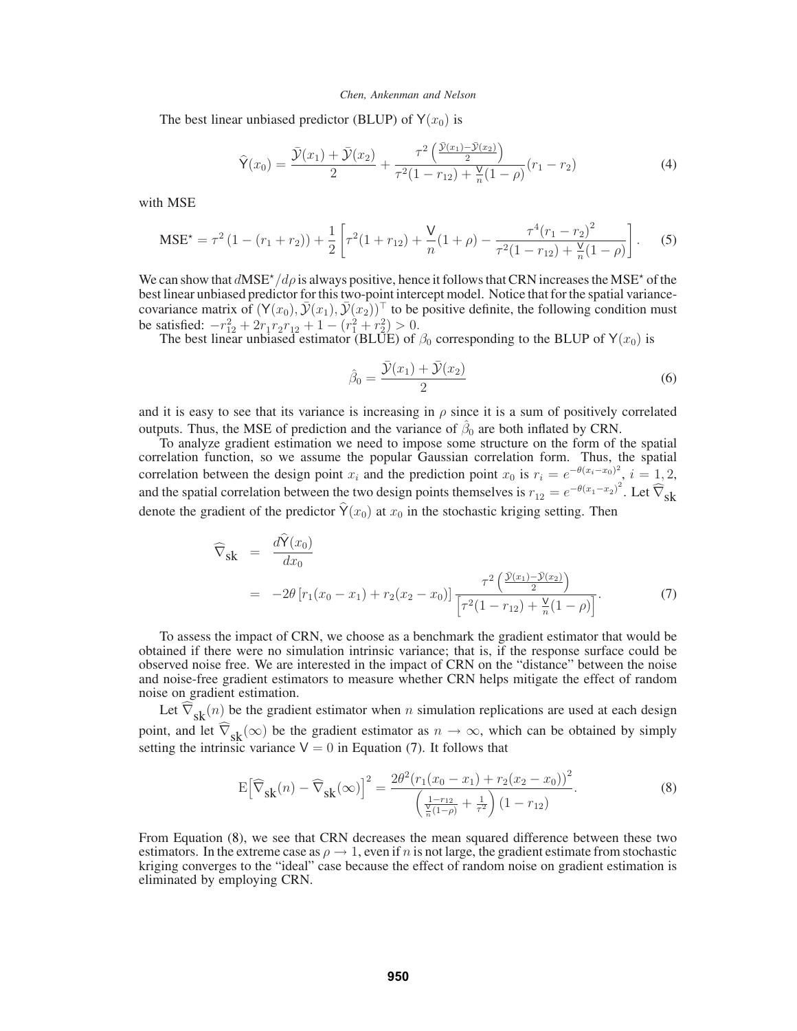The best linear unbiased predictor (BLUP) of $\mathsf{Y}(x_0)$ is

$$\widehat{\mathsf{Y}}(x_0) = \frac{\bar{\mathcal{Y}}(x_1) + \bar{\mathcal{Y}}(x_2)}{2} + \frac{\tau^2\left(\frac{\bar{\mathcal{Y}}(x_1) - \bar{\mathcal{Y}}(x_2)}{2}\right)}{\tau^2(1 - r_{12}) + \frac{\mathsf{V}}{n}(1-\rho)}(r_1 - r_2) \tag{4}$$

with MSE

$$\mathrm{MSE}^\star = \tau^2\left(1 - (r_1 + r_2)\right) + \frac{1}{2}\left[\tau^2(1 + r_{12}) + \frac{\mathsf{V}}{n}(1+\rho) - \frac{\tau^4(r_1 - r_2)^2}{\tau^2(1 - r_{12}) + \frac{\mathsf{V}}{n}(1-\rho)}\right]. \tag{5}$$

We can show that $d\mathrm{MSE}^\star/d\rho$ is always positive, hence it follows that CRN increases the $\mathrm{MSE}^\star$ of the best linear unbiased predictor for this two-point intercept model. Notice that for the spatial variance-covariance matrix of $(\mathsf{Y}(x_0), \bar{\mathcal{Y}}(x_1), \bar{\mathcal{Y}}(x_2))^\top$ to be positive definite, the following condition must be satisfied: $-r_{12}^2 + 2r_1 r_2 r_{12} + 1 - (r_1^2 + r_2^2) > 0$.

The best linear unbiased estimator (BLUE) of $\beta_0$ corresponding to the BLUP of $\mathsf{Y}(x_0)$ is

$$\hat{\beta}_0 = \frac{\bar{\mathcal{Y}}(x_1) + \bar{\mathcal{Y}}(x_2)}{2} \tag{6}$$

and it is easy to see that its variance is increasing in $\rho$ since it is a sum of positively correlated outputs. Thus, the MSE of prediction and the variance of $\hat{\beta}_0$ are both inflated by CRN.

To analyze gradient estimation we need to impose some structure on the form of the spatial correlation function, so we assume the popular Gaussian correlation form. Thus, the spatial correlation between the design point $x_i$ and the prediction point $x_0$ is $r_i = e^{-\theta(x_i - x_0)^2}$, $i = 1, 2$, and the spatial correlation between the two design points themselves is $r_{12} = e^{-\theta(x_1 - x_2)^2}$. Let $\widehat{\nabla}_{\mathrm{sk}}$ denote the gradient of the predictor $\widehat{\mathsf{Y}}(x_0)$ at $x_0$ in the stochastic kriging setting. Then

$$\begin{aligned}
\widehat{\nabla}_{\mathrm{sk}} &= \frac{d\widehat{\mathsf{Y}}(x_0)}{dx_0} \\
&= -2\theta\left[r_1(x_0 - x_1) + r_2(x_2 - x_0)\right] \frac{\tau^2\left(\frac{\bar{\mathcal{Y}}(x_1) - \bar{\mathcal{Y}}(x_2)}{2}\right)}{\left[\tau^2(1 - r_{12}) + \frac{\mathsf{V}}{n}(1-\rho)\right]}.
\end{aligned} \tag{7}$$

To assess the impact of CRN, we choose as a benchmark the gradient estimator that would be obtained if there were no simulation intrinsic variance; that is, if the response surface could be observed noise free. We are interested in the impact of CRN on the "distance" between the noise and noise-free gradient estimators to measure whether CRN helps mitigate the effect of random noise on gradient estimation.

Let $\widehat{\nabla}_{\mathrm{sk}}(n)$ be the gradient estimator when $n$ simulation replications are used at each design point, and let $\widehat{\nabla}_{\mathrm{sk}}(\infty)$ be the gradient estimator as $n \to \infty$, which can be obtained by simply setting the intrinsic variance $\mathsf{V} = 0$ in Equation (7). It follows that

$$\mathrm{E}\left[\widehat{\nabla}_{\mathrm{sk}}(n) - \widehat{\nabla}_{\mathrm{sk}}(\infty)\right]^2 = \frac{2\theta^2(r_1(x_0 - x_1) + r_2(x_2 - x_0))^2}{\left(\frac{1 - r_{12}}{\frac{\mathsf{V}}{n}(1-\rho)} + \frac{1}{\tau^2}\right)(1 - r_{12})}. \tag{8}$$

From Equation (8), we see that CRN decreases the mean squared difference between these two estimators. In the extreme case as $\rho \to 1$, even if $n$ is not large, the gradient estimate from stochastic kriging converges to the "ideal" case because the effect of random noise on gradient estimation is eliminated by employing CRN.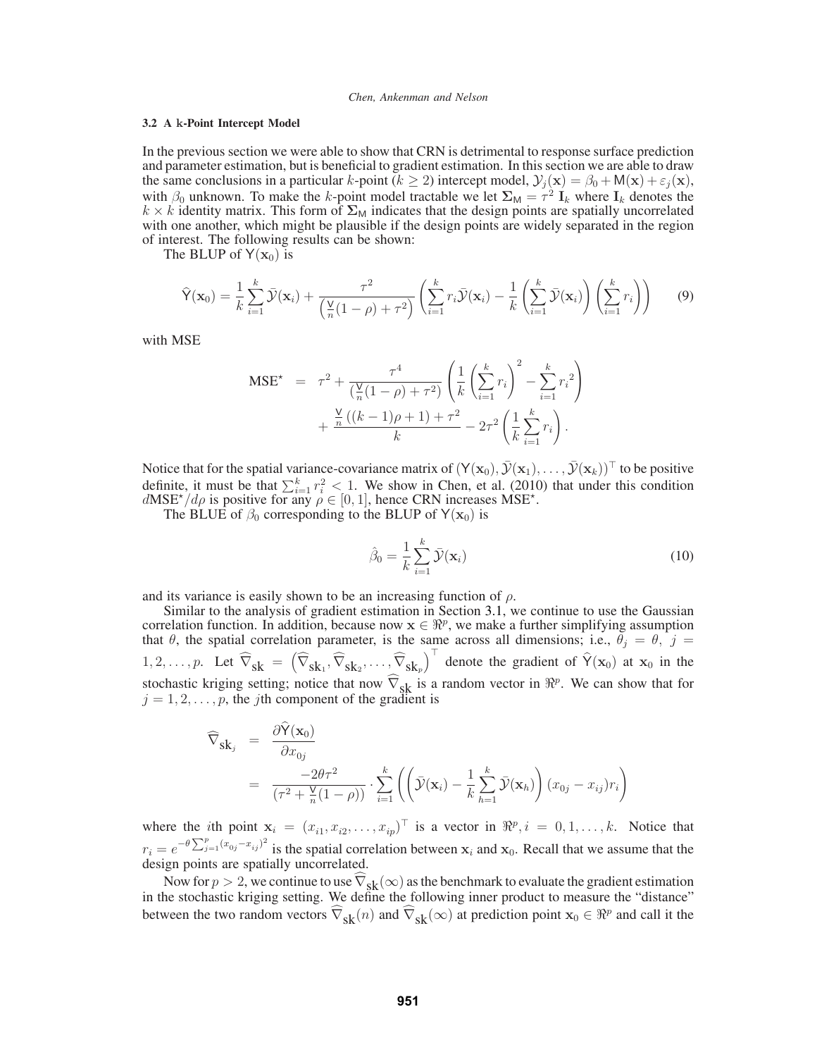### 3.2 A k-Point Intercept Model

In the previous section we were able to show that CRN is detrimental to response surface prediction and parameter estimation, but is beneficial to gradient estimation. In this section we are able to draw the same conclusions in a particular $k$-point ($k \geq 2$) intercept model, $\mathcal{Y}_j(\mathbf{x}) = \beta_0 + \mathsf{M}(\mathbf{x}) + \varepsilon_j(\mathbf{x})$, with $\beta_0$ unknown. To make the $k$-point model tractable we let $\mathbf{\Sigma}_{\mathsf{M}} = \tau^2\ \mathbf{I}_k$ where $\mathbf{I}_k$ denotes the $k \times k$ identity matrix. This form of $\mathbf{\Sigma}_{\mathsf{M}}$ indicates that the design points are spatially uncorrelated with one another, which might be plausible if the design points are widely separated in the region of interest. The following results can be shown:

The BLUP of $\mathsf{Y}(\mathbf{x}_0)$ is

$$\widehat{\mathsf{Y}}(\mathbf{x}_0) = \frac{1}{k}\sum_{i=1}^{k}\bar{\mathcal{Y}}(\mathbf{x}_i) + \frac{\tau^2}{\left(\frac{\mathsf{V}}{n}(1-\rho)+\tau^2\right)}\left(\sum_{i=1}^{k} r_i\bar{\mathcal{Y}}(\mathbf{x}_i) - \frac{1}{k}\left(\sum_{i=1}^{k}\bar{\mathcal{Y}}(\mathbf{x}_i)\right)\left(\sum_{i=1}^{k} r_i\right)\right) \qquad (9)$$

with MSE

$$\begin{aligned}
\text{MSE}^{\star} \;=\; & \tau^2 + \frac{\tau^4}{(\frac{\mathsf{V}}{n}(1-\rho)+\tau^2)}\left(\frac{1}{k}\left(\sum_{i=1}^{k} r_i\right)^2 - \sum_{i=1}^{k} {r_i}^2\right) \\
& + \frac{\frac{\mathsf{V}}{n}\left((k-1)\rho+1\right)+\tau^2}{k} - 2\tau^2\left(\frac{1}{k}\sum_{i=1}^{k} r_i\right).
\end{aligned}$$

Notice that for the spatial variance-covariance matrix of $(\mathsf{Y}(\mathbf{x}_0), \bar{\mathcal{Y}}(\mathbf{x}_1), \ldots, \bar{\mathcal{Y}}(\mathbf{x}_k))^{\top}$ to be positive definite, it must be that $\sum_{i=1}^{k} r_i^2 < 1$. We show in Chen, et al. (2010) that under this condition $d\text{MSE}^{\star}/d\rho$ is positive for any $\rho \in [0, 1]$, hence CRN increases $\text{MSE}^{\star}$.

The BLUE of $\beta_0$ corresponding to the BLUP of $\mathsf{Y}(\mathbf{x}_0)$ is

$$\hat{\beta}_0 = \frac{1}{k}\sum_{i=1}^{k}\bar{\mathcal{Y}}(\mathbf{x}_i) \qquad (10)$$

and its variance is easily shown to be an increasing function of $\rho$.

Similar to the analysis of gradient estimation in Section 3.1, we continue to use the Gaussian correlation function. In addition, because now $\mathbf{x} \in \Re^p$, we make a further simplifying assumption that $\theta$, the spatial correlation parameter, is the same across all dimensions; i.e., $\theta_j = \theta,\ j = 1, 2, \ldots, p$. Let $\widehat{\nabla}_{\text{sk}} = \left(\widehat{\nabla}_{\text{sk}_1}, \widehat{\nabla}_{\text{sk}_2}, \ldots, \widehat{\nabla}_{\text{sk}_p}\right)^{\top}$ denote the gradient of $\widehat{\mathsf{Y}}(\mathbf{x}_0)$ at $\mathbf{x}_0$ in the stochastic kriging setting; notice that now $\widehat{\nabla}_{\text{sk}}$ is a random vector in $\Re^p$. We can show that for $j = 1, 2, \ldots, p$, the $j$th component of the gradient is

$$\begin{aligned}
\widehat{\nabla}_{\text{sk}_j} &= \frac{\partial \widehat{\mathsf{Y}}(\mathbf{x}_0)}{\partial x_{0j}} \\
&= \frac{-2\theta\tau^2}{(\tau^2 + \frac{\mathsf{V}}{n}(1-\rho))} \cdot \sum_{i=1}^{k}\left(\left(\bar{\mathcal{Y}}(\mathbf{x}_i) - \frac{1}{k}\sum_{h=1}^{k}\bar{\mathcal{Y}}(\mathbf{x}_h)\right)(x_{0j} - x_{ij})r_i\right)
\end{aligned}$$

where the $i$th point $\mathbf{x}_i = (x_{i1}, x_{i2}, \ldots, x_{ip})^{\top}$ is a vector in $\Re^p, i = 0, 1, \ldots, k$. Notice that $r_i = e^{-\theta\sum_{j=1}^{p}(x_{0j}-x_{ij})^2}$ is the spatial correlation between $\mathbf{x}_i$ and $\mathbf{x}_0$. Recall that we assume that the design points are spatially uncorrelated.

Now for $p > 2$, we continue to use $\widehat{\nabla}_{\text{sk}}(\infty)$ as the benchmark to evaluate the gradient estimation in the stochastic kriging setting. We define the following inner product to measure the "distance" between the two random vectors $\widehat{\nabla}_{\text{sk}}(n)$ and $\widehat{\nabla}_{\text{sk}}(\infty)$ at prediction point $\mathbf{x}_0 \in \Re^p$ and call it the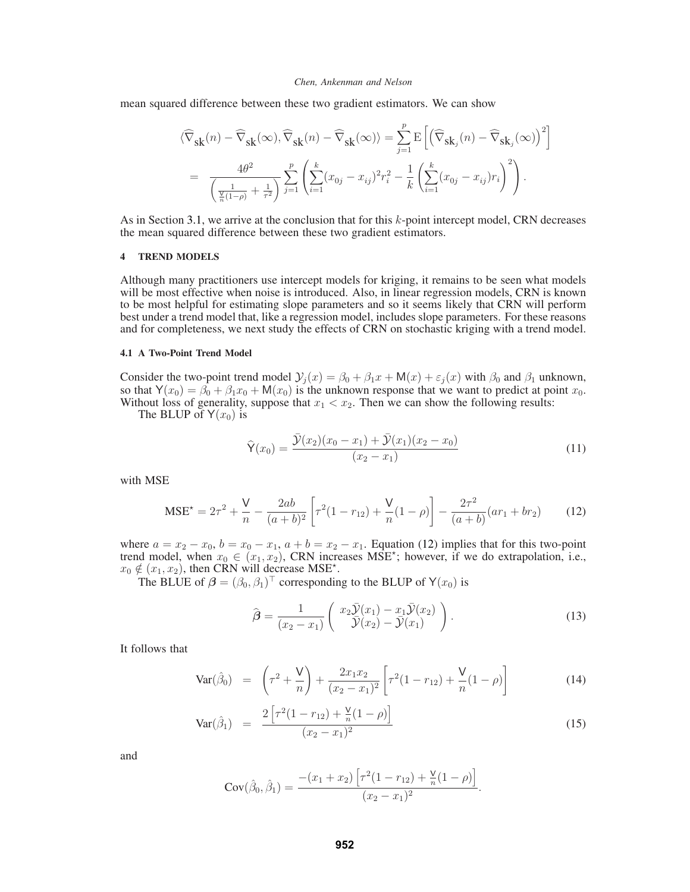mean squared difference between these two gradient estimators. We can show

$$
\begin{aligned}
&\langle \widehat{\nabla}_{\text{sk}}(n) - \widehat{\nabla}_{\text{sk}}(\infty), \widehat{\nabla}_{\text{sk}}(n) - \widehat{\nabla}_{\text{sk}}(\infty) \rangle = \sum_{j=1}^{p} \mathrm{E}\left[ \left( \widehat{\nabla}_{\text{sk}_j}(n) - \widehat{\nabla}_{\text{sk}_j}(\infty) \right)^2 \right] \\
&= \frac{4\theta^2}{\left( \frac{1}{\frac{\mathsf{V}}{n}(1-\rho)} + \frac{1}{\tau^2} \right)} \sum_{j=1}^{p} \left( \sum_{i=1}^{k} (x_{0j} - x_{ij})^2 r_i^2 - \frac{1}{k} \left( \sum_{i=1}^{k} (x_{0j} - x_{ij}) r_i \right)^2 \right).
\end{aligned}
$$

As in Section 3.1, we arrive at the conclusion that for this $k$-point intercept model, CRN decreases the mean squared difference between these two gradient estimators.

## 4 TREND MODELS

Although many practitioners use intercept models for kriging, it remains to be seen what models will be most effective when noise is introduced. Also, in linear regression models, CRN is known to be most helpful for estimating slope parameters and so it seems likely that CRN will perform best under a trend model that, like a regression model, includes slope parameters. For these reasons and for completeness, we next study the effects of CRN on stochastic kriging with a trend model.

### 4.1 A Two-Point Trend Model

Consider the two-point trend model $\mathcal{Y}_j(x) = \beta_0 + \beta_1 x + \mathsf{M}(x) + \varepsilon_j(x)$ with $\beta_0$ and $\beta_1$ unknown, so that $\mathsf{Y}(x_0) = \beta_0 + \beta_1 x_0 + \mathsf{M}(x_0)$ is the unknown response that we want to predict at point $x_0$. Without loss of generality, suppose that $x_1 < x_2$. Then we can show the following results:

The BLUP of $\mathsf{Y}(x_0)$ is

$$
\widehat{\mathsf{Y}}(x_0) = \frac{\bar{\mathcal{Y}}(x_2)(x_0 - x_1) + \bar{\mathcal{Y}}(x_1)(x_2 - x_0)}{(x_2 - x_1)} \tag{11}
$$

with MSE

$$
\text{MSE}^{\star} = 2\tau^2 + \frac{\mathsf{V}}{n} - \frac{2ab}{(a+b)^2}\left[ \tau^2(1 - r_{12}) + \frac{\mathsf{V}}{n}(1-\rho) \right] - \frac{2\tau^2}{(a+b)}(ar_1 + br_2) \tag{12}
$$

where $a = x_2 - x_0$, $b = x_0 - x_1$, $a + b = x_2 - x_1$. Equation (12) implies that for this two-point trend model, when $x_0 \in (x_1, x_2)$, CRN increases $\text{MSE}^{\star}$; however, if we do extrapolation, i.e., $x_0 \notin (x_1, x_2)$, then CRN will decrease $\text{MSE}^{\star}$.

The BLUE of $\boldsymbol{\beta} = (\beta_0, \beta_1)^{\top}$ corresponding to the BLUP of $\mathsf{Y}(x_0)$ is

$$
\widehat{\boldsymbol{\beta}} = \frac{1}{(x_2 - x_1)} \begin{pmatrix} x_2\bar{\mathcal{Y}}(x_1) - x_1\bar{\mathcal{Y}}(x_2) \\ \bar{\mathcal{Y}}(x_2) - \bar{\mathcal{Y}}(x_1) \end{pmatrix}. \tag{13}
$$

It follows that

$$
\text{Var}(\hat{\beta}_0) = \left( \tau^2 + \frac{\mathsf{V}}{n} \right) + \frac{2x_1x_2}{(x_2 - x_1)^2}\left[ \tau^2(1 - r_{12}) + \frac{\mathsf{V}}{n}(1-\rho) \right] \tag{14}
$$

$$
\text{Var}(\hat{\beta}_1) = \frac{2\left[ \tau^2(1 - r_{12}) + \frac{\mathsf{V}}{n}(1-\rho) \right]}{(x_2 - x_1)^2} \tag{15}
$$

and

$$
\text{Cov}(\hat{\beta}_0, \hat{\beta}_1) = \frac{-(x_1 + x_2)\left[ \tau^2(1 - r_{12}) + \frac{\mathsf{V}}{n}(1-\rho) \right]}{(x_2 - x_1)^2}.
$$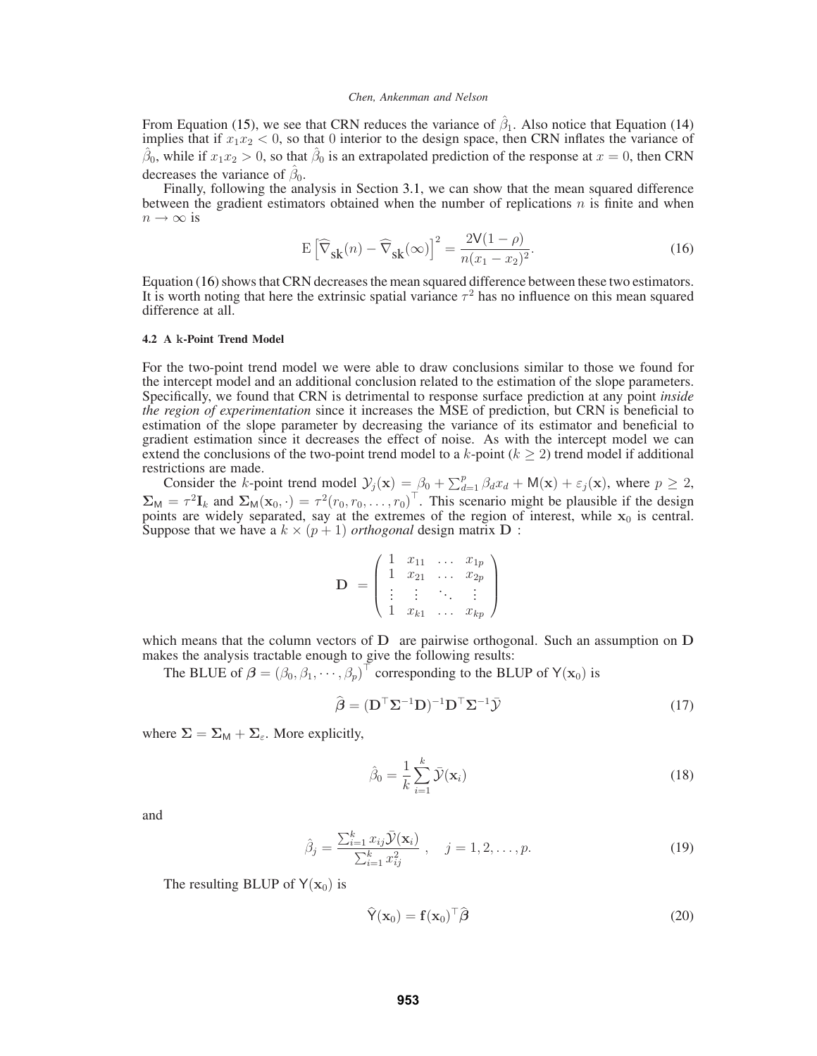From Equation (15), we see that CRN reduces the variance of $\hat{\beta}_1$. Also notice that Equation (14) implies that if $x_1 x_2 < 0$, so that 0 interior to the design space, then CRN inflates the variance of $\hat{\beta}_0$, while if $x_1 x_2 > 0$, so that $\hat{\beta}_0$ is an extrapolated prediction of the response at $x = 0$, then CRN decreases the variance of $\hat{\beta}_0$.

Finally, following the analysis in Section 3.1, we can show that the mean squared difference between the gradient estimators obtained when the number of replications $n$ is finite and when $n \to \infty$ is

$$\mathrm{E}\left[\widehat{\nabla}_{\mathrm{sk}}(n) - \widehat{\nabla}_{\mathrm{sk}}(\infty)\right]^2 = \frac{2\mathsf{V}(1-\rho)}{n(x_1 - x_2)^2}. \tag{16}$$

Equation (16) shows that CRN decreases the mean squared difference between these two estimators. It is worth noting that here the extrinsic spatial variance $\tau^2$ has no influence on this mean squared difference at all.

#### 4.2 A k-Point Trend Model

For the two-point trend model we were able to draw conclusions similar to those we found for the intercept model and an additional conclusion related to the estimation of the slope parameters. Specifically, we found that CRN is detrimental to response surface prediction at any point *inside the region of experimentation* since it increases the MSE of prediction, but CRN is beneficial to estimation of the slope parameter by decreasing the variance of its estimator and beneficial to gradient estimation since it decreases the effect of noise. As with the intercept model we can extend the conclusions of the two-point trend model to a $k$-point ($k \geq 2$) trend model if additional restrictions are made.

Consider the $k$-point trend model $\mathcal{Y}_j(\mathbf{x}) = \beta_0 + \sum_{d=1}^{p} \beta_d x_d + \mathsf{M}(\mathbf{x}) + \varepsilon_j(\mathbf{x})$, where $p \geq 2$, $\mathbf{\Sigma}_{\mathsf{M}} = \tau^2 \mathbf{I}_k$ and $\mathbf{\Sigma}_{\mathsf{M}}(\mathbf{x}_0, \cdot) = \tau^2 (r_0, r_0, \ldots, r_0)^\top$. This scenario might be plausible if the design points are widely separated, say at the extremes of the region of interest, while $\mathbf{x}_0$ is central. Suppose that we have a $k \times (p+1)$ *orthogonal* design matrix $\mathbf{D}$ :

$$\mathbf{D} = \begin{pmatrix} 1 & x_{11} & \ldots & x_{1p} \\ 1 & x_{21} & \ldots & x_{2p} \\ \vdots & \vdots & \ddots & \vdots \\ 1 & x_{k1} & \ldots & x_{kp} \end{pmatrix}$$

which means that the column vectors of $\mathbf{D}$ are pairwise orthogonal. Such an assumption on $\mathbf{D}$ makes the analysis tractable enough to give the following results:

The BLUE of $\boldsymbol{\beta} = (\beta_0, \beta_1, \cdots, \beta_p)^\top$ corresponding to the BLUP of $\mathsf{Y}(\mathbf{x}_0)$ is

$$\widehat{\boldsymbol{\beta}} = (\mathbf{D}^\top \mathbf{\Sigma}^{-1} \mathbf{D})^{-1} \mathbf{D}^\top \mathbf{\Sigma}^{-1} \bar{\mathcal{Y}} \tag{17}$$

where $\mathbf{\Sigma} = \mathbf{\Sigma}_{\mathsf{M}} + \mathbf{\Sigma}_{\varepsilon}$. More explicitly,

$$\hat{\beta}_0 = \frac{1}{k} \sum_{i=1}^{k} \bar{\mathcal{Y}}(\mathbf{x}_i) \tag{18}$$

and

$$\hat{\beta}_j = \frac{\sum_{i=1}^{k} x_{ij} \bar{\mathcal{Y}}(\mathbf{x}_i)}{\sum_{i=1}^{k} x_{ij}^2}, \quad j = 1, 2, \ldots, p. \tag{19}$$

The resulting BLUP of $\mathsf{Y}(\mathbf{x}_0)$ is

$$\widehat{\mathsf{Y}}(\mathbf{x}_0) = \mathbf{f}(\mathbf{x}_0)^\top \widehat{\boldsymbol{\beta}} \tag{20}$$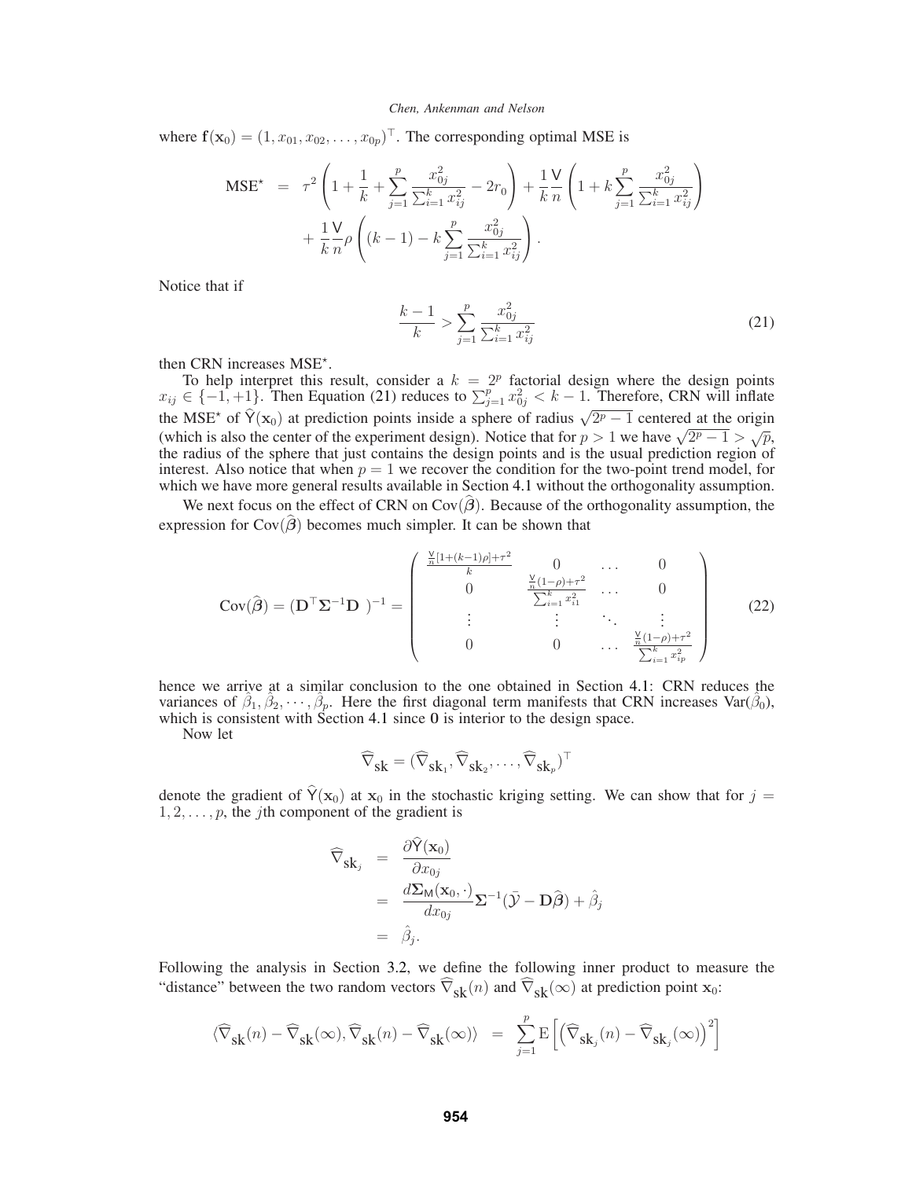where $\mathbf{f}(\mathbf{x}_0) = (1, x_{01}, x_{02}, \ldots, x_{0p})^\top$. The corresponding optimal MSE is

$$
\begin{aligned}
\text{MSE}^\star &= \tau^2 \left( 1 + \frac{1}{k} + \sum_{j=1}^{p} \frac{x_{0j}^2}{\sum_{i=1}^{k} x_{ij}^2} - 2r_0 \right) + \frac{1}{k}\frac{\mathsf{V}}{n} \left( 1 + k \sum_{j=1}^{p} \frac{x_{0j}^2}{\sum_{i=1}^{k} x_{ij}^2} \right) \\
&\quad + \frac{1}{k}\frac{\mathsf{V}}{n}\rho \left( (k-1) - k \sum_{j=1}^{p} \frac{x_{0j}^2}{\sum_{i=1}^{k} x_{ij}^2} \right).
\end{aligned}
$$

Notice that if

$$
\frac{k-1}{k} > \sum_{j=1}^{p} \frac{x_{0j}^2}{\sum_{i=1}^{k} x_{ij}^2} \tag{21}
$$

then CRN increases $\text{MSE}^\star$.

To help interpret this result, consider a $k = 2^p$ factorial design where the design points $x_{ij} \in \{-1, +1\}$. Then Equation (21) reduces to $\sum_{j=1}^{p} x_{0j}^2 < k - 1$. Therefore, CRN will inflate the $\text{MSE}^\star$ of $\widehat{\mathsf{Y}}(\mathbf{x}_0)$ at prediction points inside a sphere of radius $\sqrt{2^p - 1}$ centered at the origin (which is also the center of the experiment design). Notice that for $p > 1$ we have $\sqrt{2^p - 1} > \sqrt{p}$, the radius of the sphere that just contains the design points and is the usual prediction region of interest. Also notice that when $p = 1$ we recover the condition for the two-point trend model, for which we have more general results available in Section 4.1 without the orthogonality assumption.

We next focus on the effect of CRN on $\text{Cov}(\widehat{\boldsymbol{\beta}})$. Because of the orthogonality assumption, the expression for $\text{Cov}(\widehat{\boldsymbol{\beta}})$ becomes much simpler. It can be shown that

$$
\text{Cov}(\widehat{\boldsymbol{\beta}}) = (\mathbf{D}^\top \boldsymbol{\Sigma}^{-1} \mathbf{D} \ )^{-1} = \begin{pmatrix} \frac{\frac{\mathsf{V}}{n}[1+(k-1)\rho]+\tau^2}{k} & 0 & \cdots & 0 \\ 0 & \frac{\frac{\mathsf{V}}{n}(1-\rho)+\tau^2}{\sum_{i=1}^{k} x_{i1}^2} & \cdots & 0 \\ \vdots & \vdots & \ddots & \vdots \\ 0 & 0 & \cdots & \frac{\frac{\mathsf{V}}{n}(1-\rho)+\tau^2}{\sum_{i=1}^{k} x_{ip}^2} \end{pmatrix} \tag{22}
$$

hence we arrive at a similar conclusion to the one obtained in Section 4.1: CRN reduces the variances of $\hat{\beta}_1, \hat{\beta}_2, \cdots, \hat{\beta}_p$. Here the first diagonal term manifests that CRN increases $\text{Var}(\hat{\beta}_0)$, which is consistent with Section 4.1 since $\mathbf{0}$ is interior to the design space.

Now let

$$
\widehat{\nabla}_{\text{sk}} = (\widehat{\nabla}_{\text{sk}_1}, \widehat{\nabla}_{\text{sk}_2}, \ldots, \widehat{\nabla}_{\text{sk}_p})^\top
$$

denote the gradient of $\widehat{\mathsf{Y}}(\mathbf{x}_0)$ at $\mathbf{x}_0$ in the stochastic kriging setting. We can show that for $j = 1, 2, \ldots, p$, the $j$th component of the gradient is

$$
\begin{aligned}
\widehat{\nabla}_{\text{sk}_j} &= \frac{\partial \widehat{\mathsf{Y}}(\mathbf{x}_0)}{\partial x_{0j}} \\
&= \frac{d\boldsymbol{\Sigma}_{\mathsf{M}}(\mathbf{x}_0, \cdot)}{dx_{0j}} \boldsymbol{\Sigma}^{-1} (\bar{\mathcal{Y}} - \mathbf{D}\widehat{\boldsymbol{\beta}}) + \hat{\beta}_j \\
&= \hat{\beta}_j.
\end{aligned}
$$

Following the analysis in Section 3.2, we define the following inner product to measure the "distance" between the two random vectors $\widehat{\nabla}_{\text{sk}}(n)$ and $\widehat{\nabla}_{\text{sk}}(\infty)$ at prediction point $\mathbf{x}_0$:

$$
\langle \widehat{\nabla}_{\text{sk}}(n) - \widehat{\nabla}_{\text{sk}}(\infty), \widehat{\nabla}_{\text{sk}}(n) - \widehat{\nabla}_{\text{sk}}(\infty) \rangle = \sum_{j=1}^{p} \mathrm{E}\left[ \left( \widehat{\nabla}_{\text{sk}_j}(n) - \widehat{\nabla}_{\text{sk}_j}(\infty) \right)^2 \right]
$$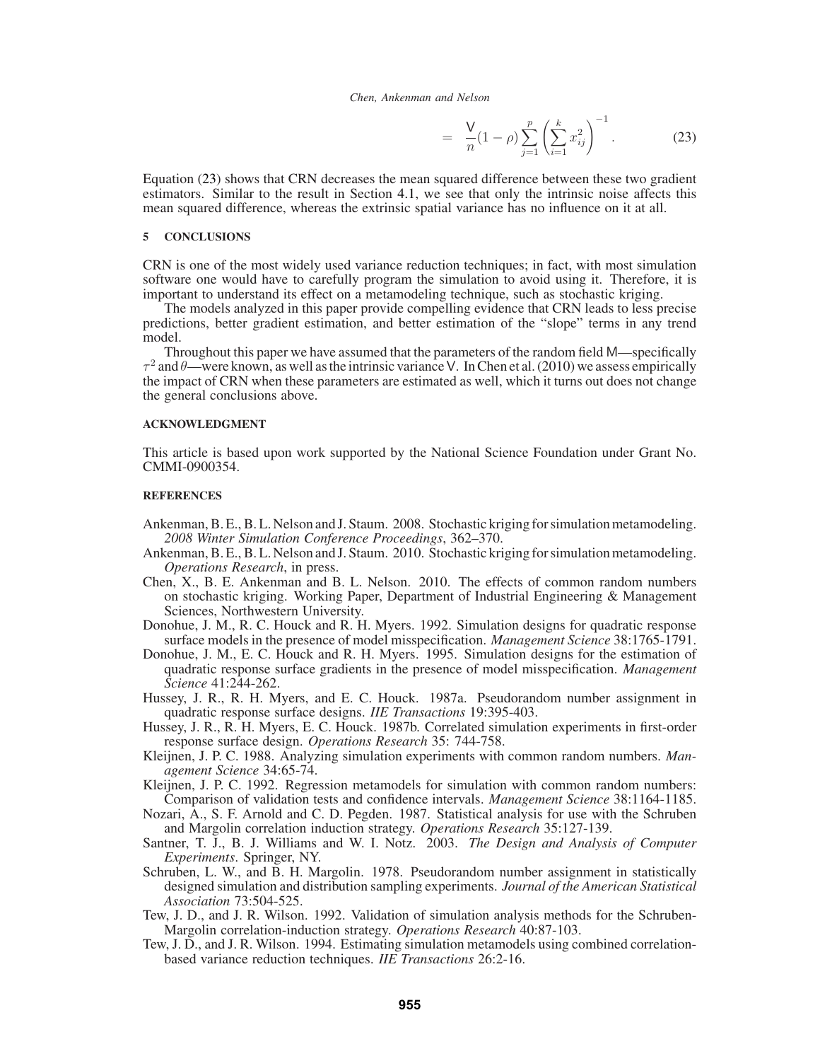$$= \frac{\mathsf{V}}{n}(1-\rho)\sum_{j=1}^{p}\left(\sum_{i=1}^{k} x_{ij}^2\right)^{-1}. \tag{23}$$

Equation (23) shows that CRN decreases the mean squared difference between these two gradient estimators. Similar to the result in Section 4.1, we see that only the intrinsic noise affects this mean squared difference, whereas the extrinsic spatial variance has no influence on it at all.

## 5 CONCLUSIONS

CRN is one of the most widely used variance reduction techniques; in fact, with most simulation software one would have to carefully program the simulation to avoid using it. Therefore, it is important to understand its effect on a metamodeling technique, such as stochastic kriging.

The models analyzed in this paper provide compelling evidence that CRN leads to less precise predictions, better gradient estimation, and better estimation of the "slope" terms in any trend model.

Throughout this paper we have assumed that the parameters of the random field $\mathsf{M}$—specifically $\tau^2$ and $\theta$—were known, as well as the intrinsic variance $\mathsf{V}$. In Chen et al. (2010) we assess empirically the impact of CRN when these parameters are estimated as well, which it turns out does not change the general conclusions above.

## ACKNOWLEDGMENT

This article is based upon work supported by the National Science Foundation under Grant No. CMMI-0900354.

## REFERENCES

Ankenman, B. E., B. L. Nelson and J. Staum. 2008. Stochastic kriging for simulation metamodeling. *2008 Winter Simulation Conference Proceedings*, 362–370.

Ankenman, B. E., B. L. Nelson and J. Staum. 2010. Stochastic kriging for simulation metamodeling. *Operations Research*, in press.

Chen, X., B. E. Ankenman and B. L. Nelson. 2010. The effects of common random numbers on stochastic kriging. Working Paper, Department of Industrial Engineering & Management Sciences, Northwestern University.

Donohue, J. M., R. C. Houck and R. H. Myers. 1992. Simulation designs for quadratic response surface models in the presence of model misspecification. *Management Science* 38:1765-1791.

Donohue, J. M., E. C. Houck and R. H. Myers. 1995. Simulation designs for the estimation of quadratic response surface gradients in the presence of model misspecification. *Management Science* 41:244-262.

Hussey, J. R., R. H. Myers, and E. C. Houck. 1987a. Pseudorandom number assignment in quadratic response surface designs. *IIE Transactions* 19:395-403.

Hussey, J. R., R. H. Myers, E. C. Houck. 1987b. Correlated simulation experiments in first-order response surface design. *Operations Research* 35: 744-758.

Kleijnen, J. P. C. 1988. Analyzing simulation experiments with common random numbers. *Management Science* 34:65-74.

Kleijnen, J. P. C. 1992. Regression metamodels for simulation with common random numbers: Comparison of validation tests and confidence intervals. *Management Science* 38:1164-1185.

Nozari, A., S. F. Arnold and C. D. Pegden. 1987. Statistical analysis for use with the Schruben and Margolin correlation induction strategy. *Operations Research* 35:127-139.

Santner, T. J., B. J. Williams and W. I. Notz. 2003. *The Design and Analysis of Computer Experiments*. Springer, NY.

Schruben, L. W., and B. H. Margolin. 1978. Pseudorandom number assignment in statistically designed simulation and distribution sampling experiments. *Journal of the American Statistical Association* 73:504-525.

Tew, J. D., and J. R. Wilson. 1992. Validation of simulation analysis methods for the Schruben-Margolin correlation-induction strategy. *Operations Research* 40:87-103.

Tew, J. D., and J. R. Wilson. 1994. Estimating simulation metamodels using combined correlation-based variance reduction techniques. *IIE Transactions* 26:2-16.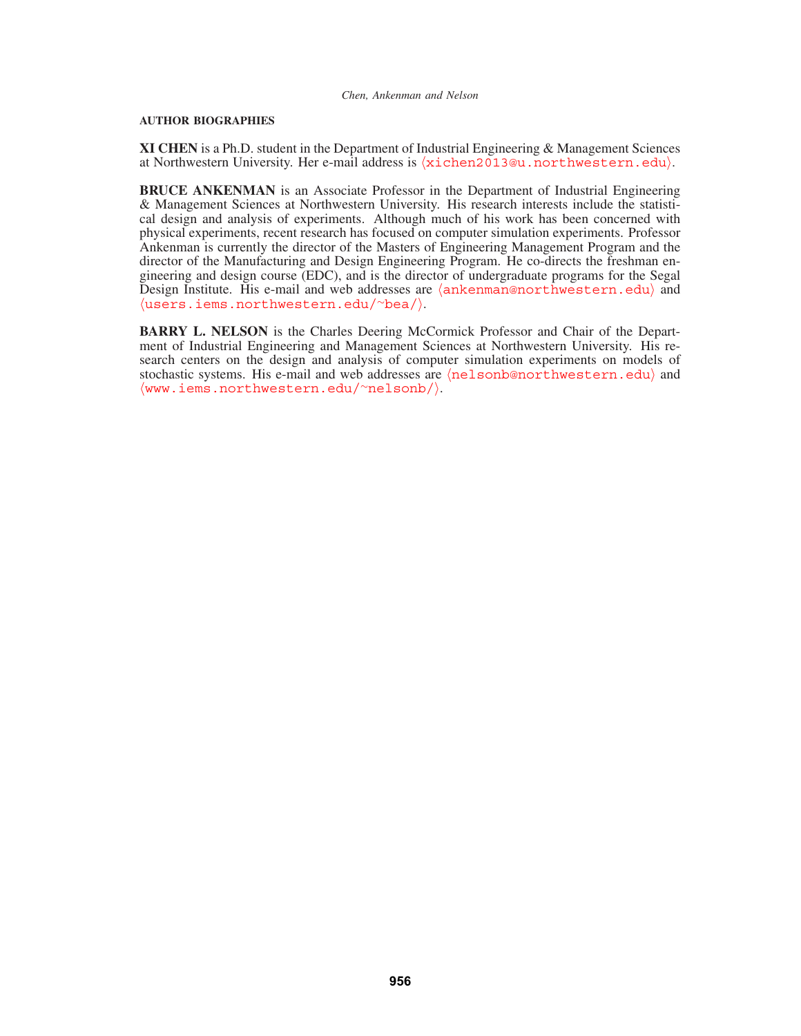## AUTHOR BIOGRAPHIES

**XI CHEN** is a Ph.D. student in the Department of Industrial Engineering & Management Sciences at Northwestern University. Her e-mail address is ⟨xichen2013@u.northwestern.edu⟩.

**BRUCE ANKENMAN** is an Associate Professor in the Department of Industrial Engineering & Management Sciences at Northwestern University. His research interests include the statistical design and analysis of experiments. Although much of his work has been concerned with physical experiments, recent research has focused on computer simulation experiments. Professor Ankenman is currently the director of the Masters of Engineering Management Program and the director of the Manufacturing and Design Engineering Program. He co-directs the freshman engineering and design course (EDC), and is the director of undergraduate programs for the Segal Design Institute. His e-mail and web addresses are ⟨ankenman@northwestern.edu⟩ and ⟨users.iems.northwestern.edu/~bea/⟩.

**BARRY L. NELSON** is the Charles Deering McCormick Professor and Chair of the Department of Industrial Engineering and Management Sciences at Northwestern University. His research centers on the design and analysis of computer simulation experiments on models of stochastic systems. His e-mail and web addresses are ⟨nelsonb@northwestern.edu⟩ and ⟨www.iems.northwestern.edu/~nelsonb/⟩.